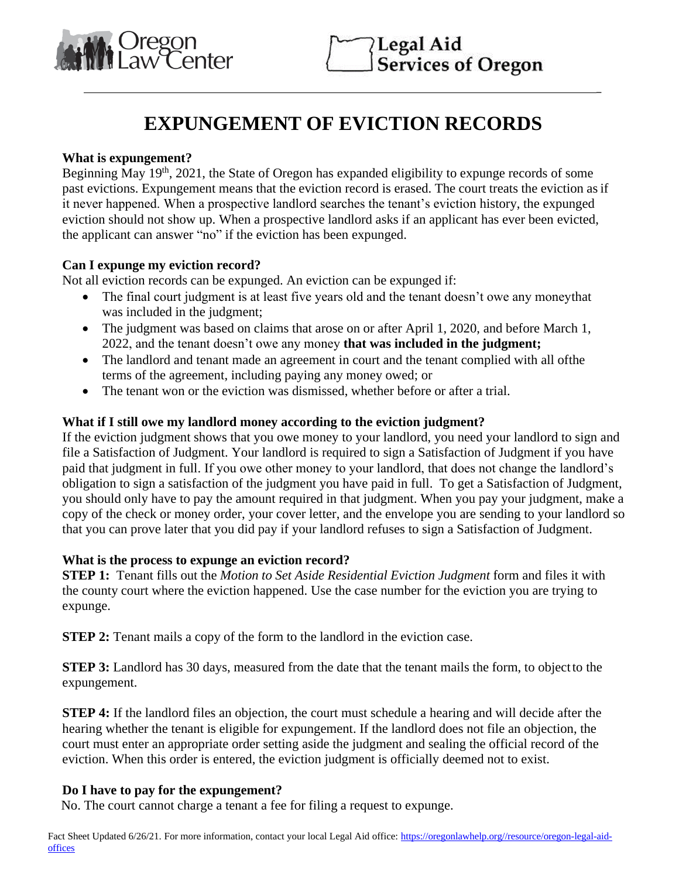Oregon Law Center

Legal Aid Services of Oregon

# EXPUNGEMENT OF EVICTION RECORDS

**What is expungement?**

Beginning May 19th, 2021, the State of Oregon has expanded eligibility to expunge records of some past evictions. Expungement means that the eviction record is erased. The court treats the eviction as if it never happened. When a prospective landlord searches the tenant's eviction history, the expunged eviction should not show up. When a prospective landlord asks if an applicant has ever been evicted, the applicant can answer "no" if the eviction has been expunged.

**Can I expunge my eviction record?**

Not all eviction records can be expunged. An eviction can be expunged if:

- The final court judgment is at least five years old and the tenant doesn't owe any money that was included in the judgment;
- The judgment was based on claims that arose on or after April 1, 2020, and before March 1, 2022, and the tenant doesn't owe any money **that was included in the judgment;**
- The landlord and tenant made an agreement in court and the tenant complied with all of the terms of the agreement, including paying any money owed; or
- The tenant won or the eviction was dismissed, whether before or after a trial.

**What if I still owe my landlord money according to the eviction judgment?**

If the eviction judgment shows that you owe money to your landlord, you need your landlord to sign and file a Satisfaction of Judgment. Your landlord is required to sign a Satisfaction of Judgment if you have paid that judgment in full. If you owe other money to your landlord, that does not change the landlord's obligation to sign a satisfaction of the judgment you have paid in full. To get a Satisfaction of Judgment, you should only have to pay the amount required in that judgment. When you pay your judgment, make a copy of the check or money order, your cover letter, and the envelope you are sending to your landlord so that you can prove later that you did pay if your landlord refuses to sign a Satisfaction of Judgment.

**What is the process to expunge an eviction record?**

**STEP 1:** Tenant fills out the *Motion to Set Aside Residential Eviction Judgment* form and files it with the county court where the eviction happened. Use the case number for the eviction you are trying to expunge.

**STEP 2:** Tenant mails a copy of the form to the landlord in the eviction case.

**STEP 3:** Landlord has 30 days, measured from the date that the tenant mails the form, to object to the expungement.

**STEP 4:** If the landlord files an objection, the court must schedule a hearing and will decide after the hearing whether the tenant is eligible for expungement. If the landlord does not file an objection, the court must enter an appropriate order setting aside the judgment and sealing the official record of the eviction. When this order is entered, the eviction judgment is officially deemed not to exist.

**Do I have to pay for the expungement?**

No. The court cannot charge a tenant a fee for filing a request to expunge.

Fact Sheet Updated 6/26/21. For more information, contact your local Legal Aid office: https://oregonlawhelp.org//resource/oregon-legal-aid-offices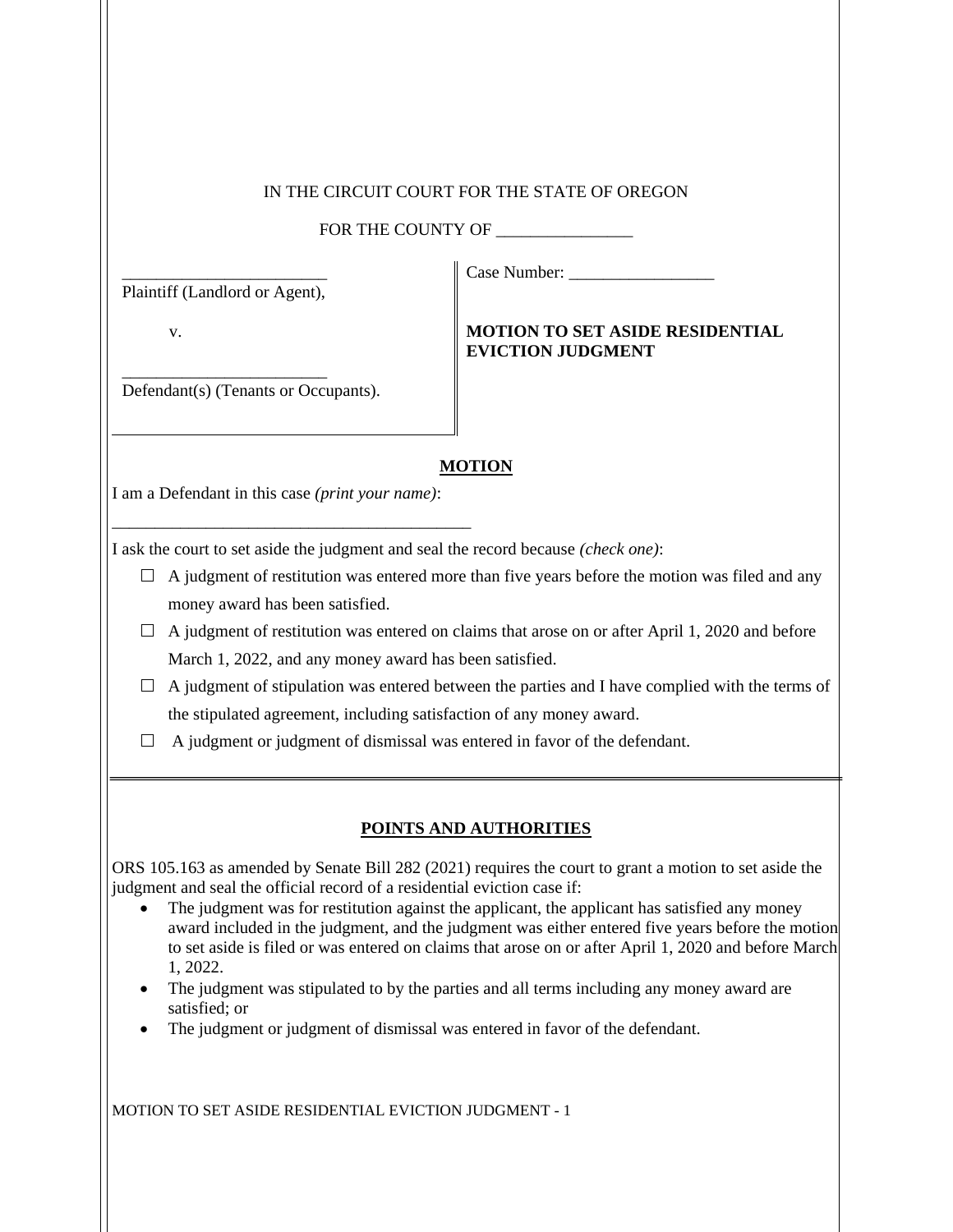IN THE CIRCUIT COURT FOR THE STATE OF OREGON

FOR THE COUNTY OF ________________

| | |
|---|---|
| ________________________<br>Plaintiff (Landlord or Agent),<br><br>v.<br><br>________________________<br>Defendant(s) (Tenants or Occupants). | Case Number: _________________<br><br>**MOTION TO SET ASIDE RESIDENTIAL EVICTION JUDGMENT** |

## MOTION

I am a Defendant in this case *(print your name)*:

___________________________________________

I ask the court to set aside the judgment and seal the record because *(check one)*:

- ☐ A judgment of restitution was entered more than five years before the motion was filed and any money award has been satisfied.
- ☐ A judgment of restitution was entered on claims that arose on or after April 1, 2020 and before March 1, 2022, and any money award has been satisfied.
- ☐ A judgment of stipulation was entered between the parties and I have complied with the terms of the stipulated agreement, including satisfaction of any money award.
- ☐ A judgment or judgment of dismissal was entered in favor of the defendant.

## POINTS AND AUTHORITIES

ORS 105.163 as amended by Senate Bill 282 (2021) requires the court to grant a motion to set aside the judgment and seal the official record of a residential eviction case if:

- The judgment was for restitution against the applicant, the applicant has satisfied any money award included in the judgment, and the judgment was either entered five years before the motion to set aside is filed or was entered on claims that arose on or after April 1, 2020 and before March 1, 2022.
- The judgment was stipulated to by the parties and all terms including any money award are satisfied; or
- The judgment or judgment of dismissal was entered in favor of the defendant.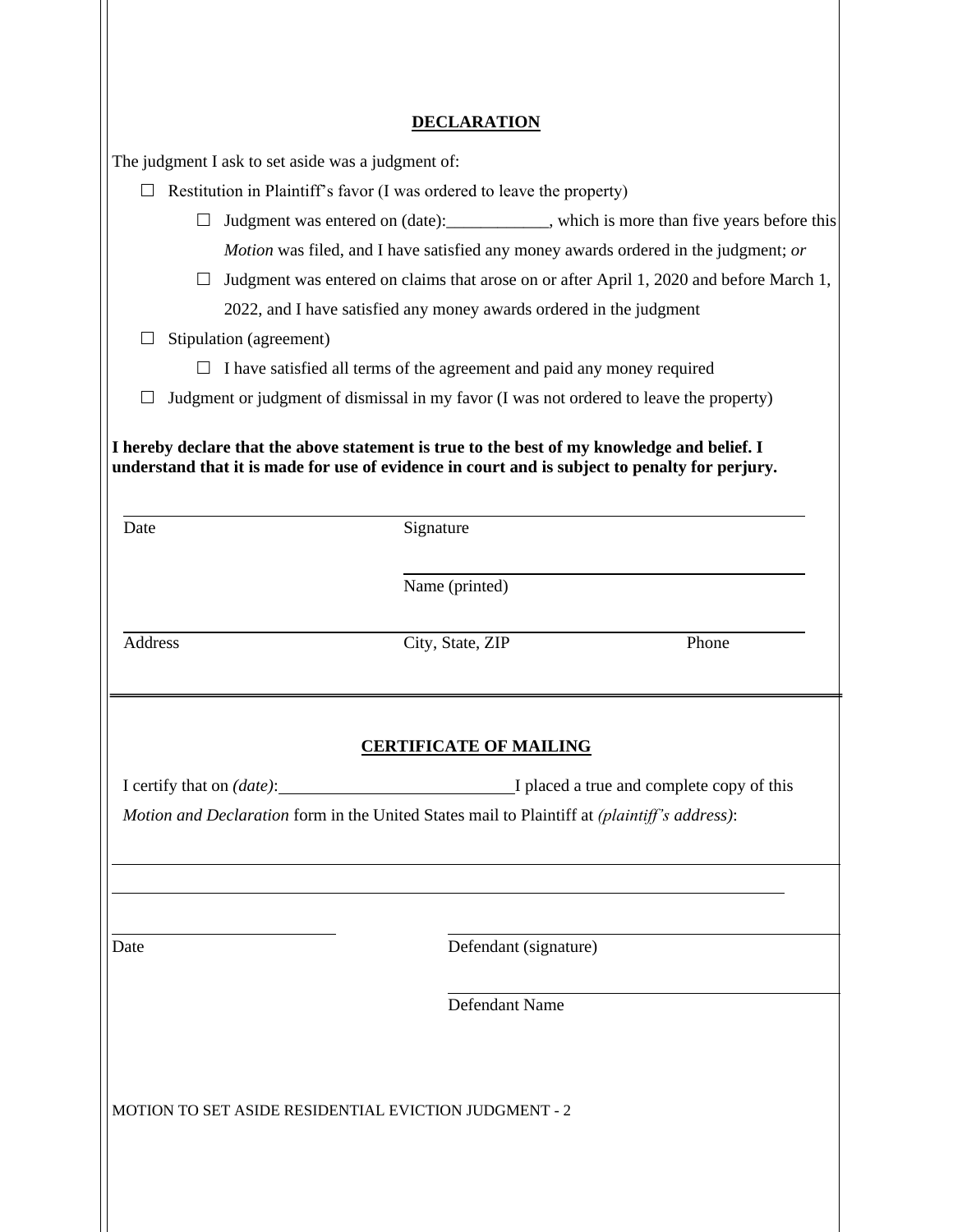## DECLARATION

The judgment I ask to set aside was a judgment of:

- ☐ Restitution in Plaintiff's favor (I was ordered to leave the property)
  - ☐ Judgment was entered on (date):____________, which is more than five years before this *Motion* was filed, and I have satisfied any money awards ordered in the judgment; *or*
  - ☐ Judgment was entered on claims that arose on or after April 1, 2020 and before March 1, 2022, and I have satisfied any money awards ordered in the judgment
- ☐ Stipulation (agreement)
  - ☐ I have satisfied all terms of the agreement and paid any money required
- ☐ Judgment or judgment of dismissal in my favor (I was not ordered to leave the property)

**I hereby declare that the above statement is true to the best of my knowledge and belief. I understand that it is made for use of evidence in court and is subject to penalty for perjury.**

_______________________ _______________________
Date Signature

_______________________
Name (printed)

_______________________ _______________________
Address City, State, ZIP Phone

---

## CERTIFICATE OF MAILING

I certify that on *(date)*:___________________________I placed a true and complete copy of this *Motion and Declaration* form in the United States mail to Plaintiff at *(plaintiff's address)*:

_______________________________________________

_______________________________________________

_______________________ _______________________
Date Defendant (signature)

_______________________
Defendant Name